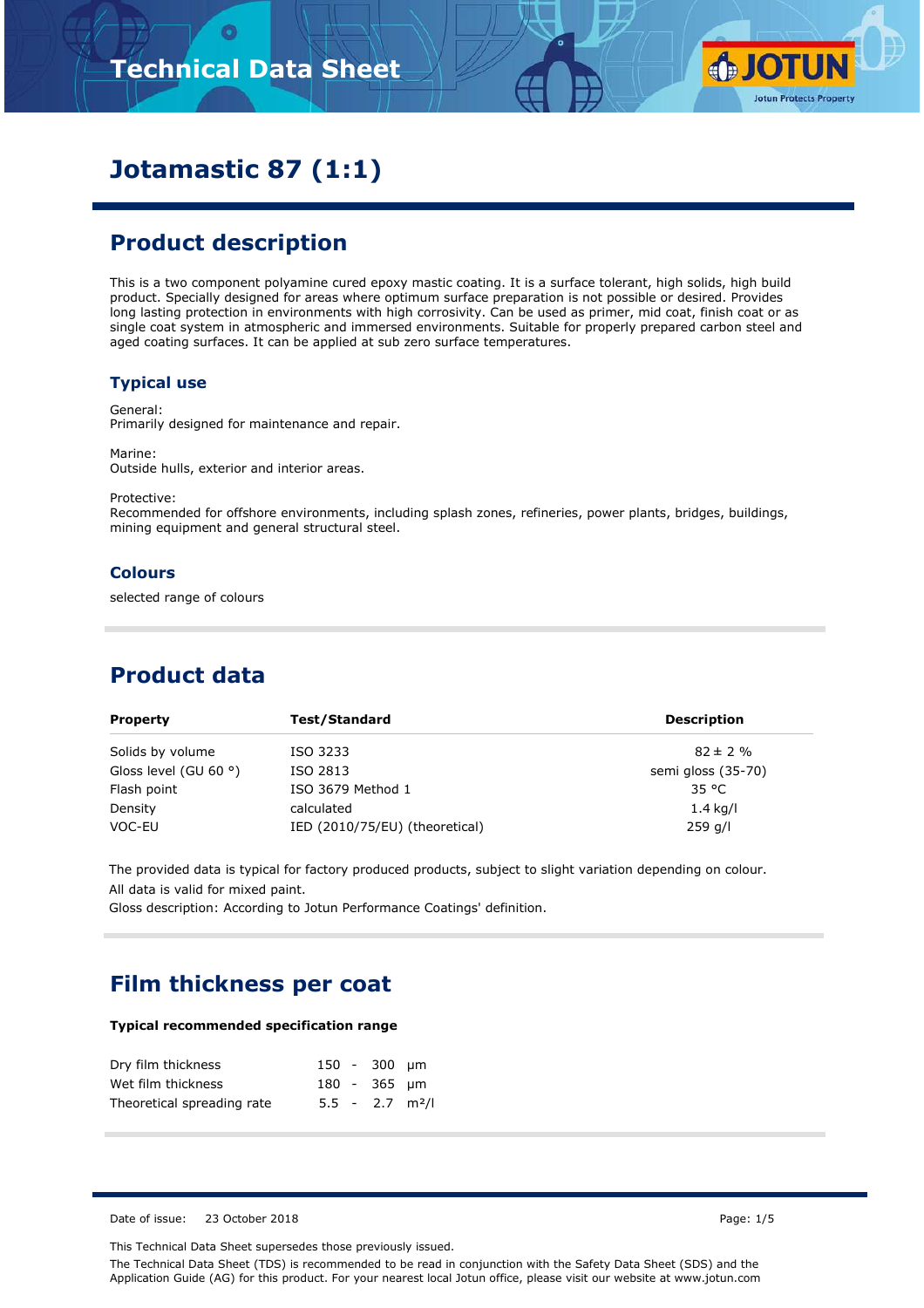# Technical Data Sheet

# Jotamastic 87 (1:1)

## Product description

This is a two component polyamine cured epoxy mastic coating. It is a surface tolerant, high solids, high build product. Specially designed for areas where optimum surface preparation is not possible or desired. Provides long lasting protection in environments with high corrosivity. Can be used as primer, mid coat, finish coat or as single coat system in atmospheric and immersed environments. Suitable for properly prepared carbon steel and aged coating surfaces. It can be applied at sub zero surface temperatures.

### Typical use

General:
Primarily designed for maintenance and repair.

Marine:
Outside hulls, exterior and interior areas.

Protective:
Recommended for offshore environments, including splash zones, refineries, power plants, bridges, buildings, mining equipment and general structural steel.

### Colours

selected range of colours

## Product data

| Property | Test/Standard | Description |
|---|---|---|
| Solids by volume | ISO 3233 | 82 ± 2 % |
| Gloss level (GU 60 °) | ISO 2813 | semi gloss (35-70) |
| Flash point | ISO 3679 Method 1 | 35 °C |
| Density | calculated | 1.4 kg/l |
| VOC-EU | IED (2010/75/EU) (theoretical) | 259 g/l |

The provided data is typical for factory produced products, subject to slight variation depending on colour.
All data is valid for mixed paint.
Gloss description: According to Jotun Performance Coatings' definition.

## Film thickness per coat

**Typical recommended specification range**

| | | | | |
|---|---|---|---|---|
| Dry film thickness | 150 | - | 300 | µm |
| Wet film thickness | 180 | - | 365 | µm |
| Theoretical spreading rate | 5.5 | - | 2.7 | m²/l |

Date of issue: 23 October 2018

This Technical Data Sheet supersedes those previously issued.

The Technical Data Sheet (TDS) is recommended to be read in conjunction with the Safety Data Sheet (SDS) and the Application Guide (AG) for this product. For your nearest local Jotun office, please visit our website at www.jotun.com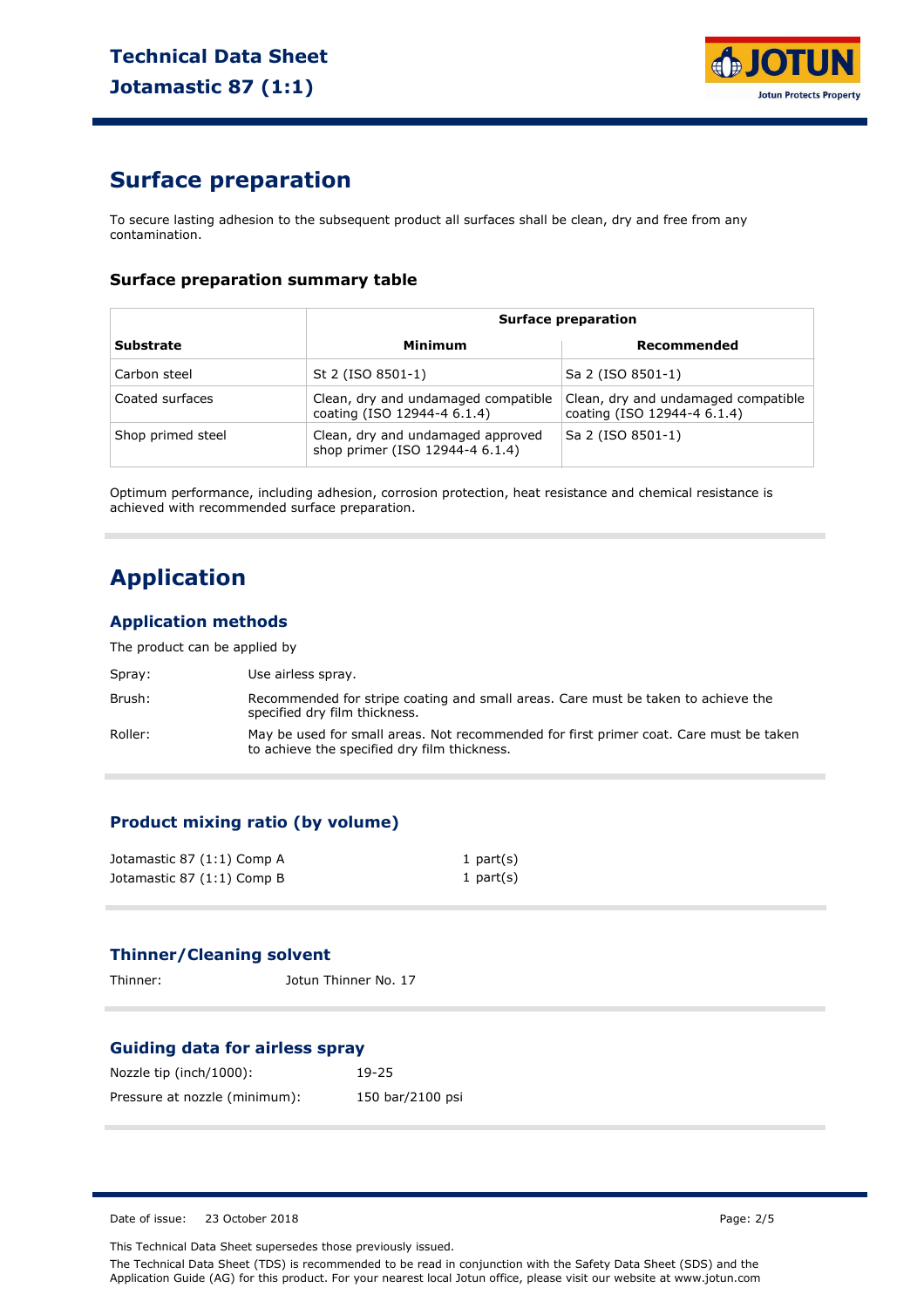## Surface preparation

To secure lasting adhesion to the subsequent product all surfaces shall be clean, dry and free from any contamination.

### Surface preparation summary table

| | Surface preparation | |
|---|---|---|
| **Substrate** | **Minimum** | **Recommended** |
| Carbon steel | St 2 (ISO 8501-1) | Sa 2 (ISO 8501-1) |
| Coated surfaces | Clean, dry and undamaged compatible coating (ISO 12944-4 6.1.4) | Clean, dry and undamaged compatible coating (ISO 12944-4 6.1.4) |
| Shop primed steel | Clean, dry and undamaged approved shop primer (ISO 12944-4 6.1.4) | Sa 2 (ISO 8501-1) |

Optimum performance, including adhesion, corrosion protection, heat resistance and chemical resistance is achieved with recommended surface preparation.

## Application

### Application methods

The product can be applied by

| | |
|---|---|
| Spray: | Use airless spray. |
| Brush: | Recommended for stripe coating and small areas. Care must be taken to achieve the specified dry film thickness. |
| Roller: | May be used for small areas. Not recommended for first primer coat. Care must be taken to achieve the specified dry film thickness. |

### Product mixing ratio (by volume)

| | |
|---|---|
| Jotamastic 87 (1:1) Comp A | 1 part(s) |
| Jotamastic 87 (1:1) Comp B | 1 part(s) |

### Thinner/Cleaning solvent

Thinner: Jotun Thinner No. 17

### Guiding data for airless spray

| | |
|---|---|
| Nozzle tip (inch/1000): | 19-25 |
| Pressure at nozzle (minimum): | 150 bar/2100 psi |

Date of issue: 23 October 2018

This Technical Data Sheet supersedes those previously issued.

The Technical Data Sheet (TDS) is recommended to be read in conjunction with the Safety Data Sheet (SDS) and the Application Guide (AG) for this product. For your nearest local Jotun office, please visit our website at www.jotun.com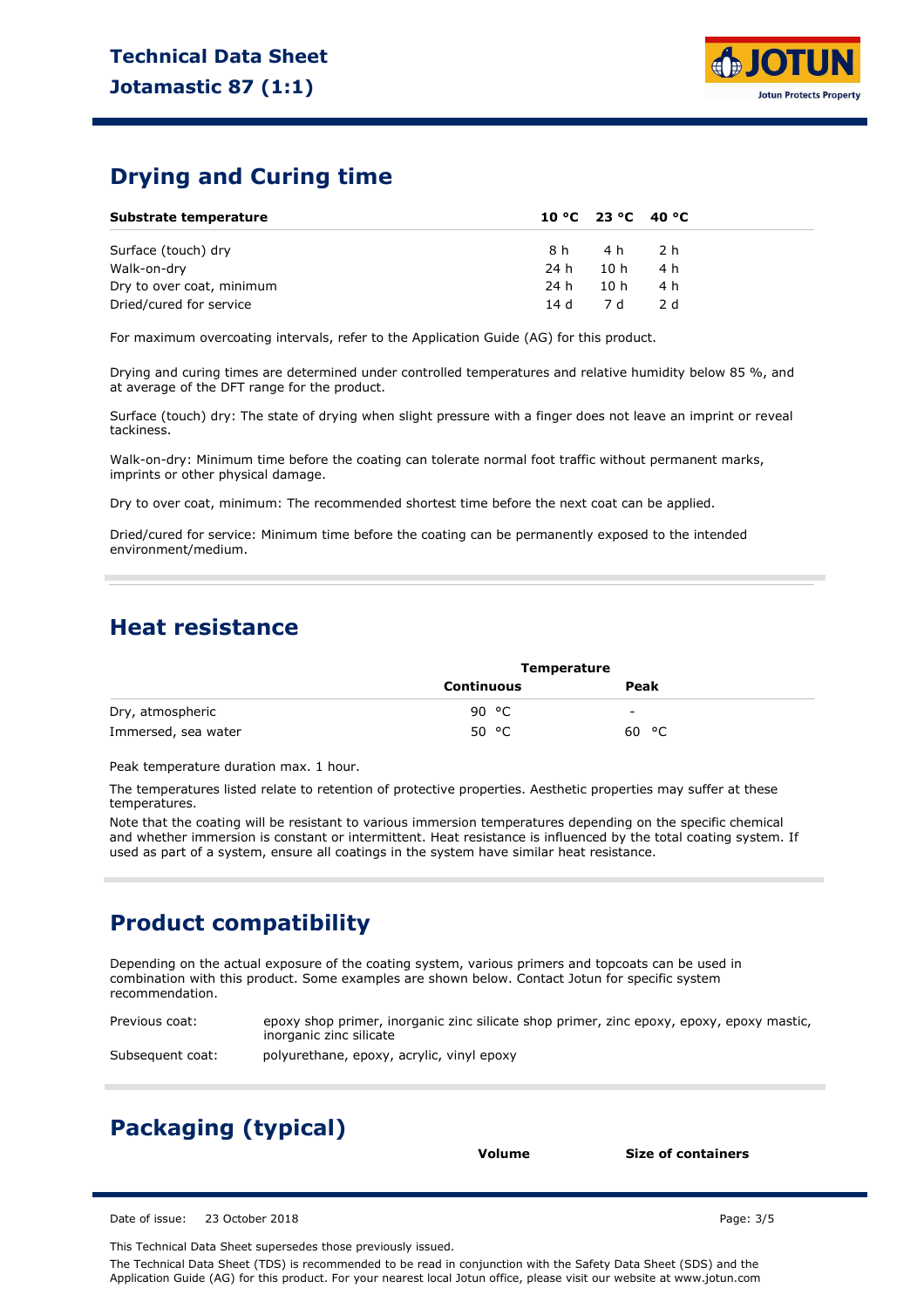## Drying and Curing time

| Substrate temperature | 10 °C | 23 °C | 40 °C |
|---|---|---|---|
| Surface (touch) dry | 8 h | 4 h | 2 h |
| Walk-on-dry | 24 h | 10 h | 4 h |
| Dry to over coat, minimum | 24 h | 10 h | 4 h |
| Dried/cured for service | 14 d | 7 d | 2 d |

For maximum overcoating intervals, refer to the Application Guide (AG) for this product.

Drying and curing times are determined under controlled temperatures and relative humidity below 85 %, and at average of the DFT range for the product.

Surface (touch) dry: The state of drying when slight pressure with a finger does not leave an imprint or reveal tackiness.

Walk-on-dry: Minimum time before the coating can tolerate normal foot traffic without permanent marks, imprints or other physical damage.

Dry to over coat, minimum: The recommended shortest time before the next coat can be applied.

Dried/cured for service: Minimum time before the coating can be permanently exposed to the intended environment/medium.

## Heat resistance

| | Temperature | |
|---|---|---|
| | Continuous | Peak |
| Dry, atmospheric | 90 °C | - |
| Immersed, sea water | 50 °C | 60 °C |

Peak temperature duration max. 1 hour.

The temperatures listed relate to retention of protective properties. Aesthetic properties may suffer at these temperatures.

Note that the coating will be resistant to various immersion temperatures depending on the specific chemical and whether immersion is constant or intermittent. Heat resistance is influenced by the total coating system. If used as part of a system, ensure all coatings in the system have similar heat resistance.

## Product compatibility

Depending on the actual exposure of the coating system, various primers and topcoats can be used in combination with this product. Some examples are shown below. Contact Jotun for specific system recommendation.

| | |
|---|---|
| Previous coat: | epoxy shop primer, inorganic zinc silicate shop primer, zinc epoxy, epoxy, epoxy mastic, inorganic zinc silicate |
| Subsequent coat: | polyurethane, epoxy, acrylic, vinyl epoxy |

## Packaging (typical)

| | Volume | Size of containers |
|---|---|---|

Date of issue: 23 October 2018

This Technical Data Sheet supersedes those previously issued.

The Technical Data Sheet (TDS) is recommended to be read in conjunction with the Safety Data Sheet (SDS) and the Application Guide (AG) for this product. For your nearest local Jotun office, please visit our website at www.jotun.com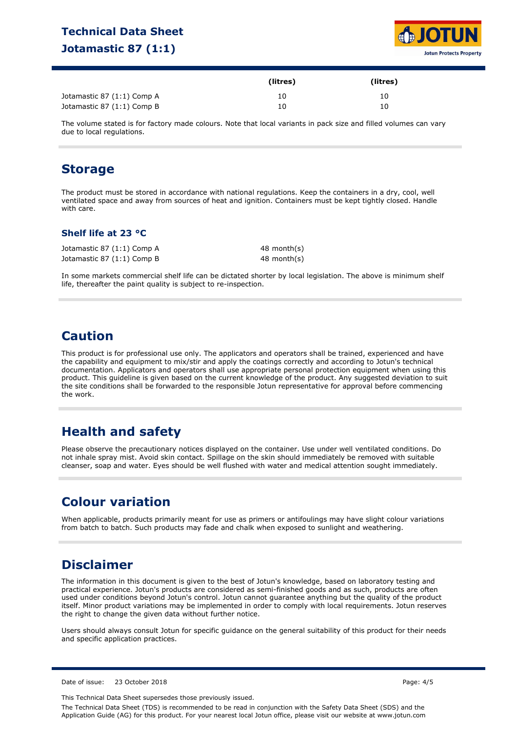| | (litres) | (litres) |
|---|---|---|
| Jotamastic 87 (1:1) Comp A | 10 | 10 |
| Jotamastic 87 (1:1) Comp B | 10 | 10 |

The volume stated is for factory made colours. Note that local variants in pack size and filled volumes can vary due to local regulations.

## Storage

The product must be stored in accordance with national regulations. Keep the containers in a dry, cool, well ventilated space and away from sources of heat and ignition. Containers must be kept tightly closed. Handle with care.

### Shelf life at 23 °C

| | |
|---|---|
| Jotamastic 87 (1:1) Comp A | 48 month(s) |
| Jotamastic 87 (1:1) Comp B | 48 month(s) |

In some markets commercial shelf life can be dictated shorter by local legislation. The above is minimum shelf life, thereafter the paint quality is subject to re-inspection.

## Caution

This product is for professional use only. The applicators and operators shall be trained, experienced and have the capability and equipment to mix/stir and apply the coatings correctly and according to Jotun's technical documentation. Applicators and operators shall use appropriate personal protection equipment when using this product. This guideline is given based on the current knowledge of the product. Any suggested deviation to suit the site conditions shall be forwarded to the responsible Jotun representative for approval before commencing the work.

## Health and safety

Please observe the precautionary notices displayed on the container. Use under well ventilated conditions. Do not inhale spray mist. Avoid skin contact. Spillage on the skin should immediately be removed with suitable cleanser, soap and water. Eyes should be well flushed with water and medical attention sought immediately.

## Colour variation

When applicable, products primarily meant for use as primers or antifoulings may have slight colour variations from batch to batch. Such products may fade and chalk when exposed to sunlight and weathering.

## Disclaimer

The information in this document is given to the best of Jotun's knowledge, based on laboratory testing and practical experience. Jotun's products are considered as semi-finished goods and as such, products are often used under conditions beyond Jotun's control. Jotun cannot guarantee anything but the quality of the product itself. Minor product variations may be implemented in order to comply with local requirements. Jotun reserves the right to change the given data without further notice.

Users should always consult Jotun for specific guidance on the general suitability of this product for their needs and specific application practices.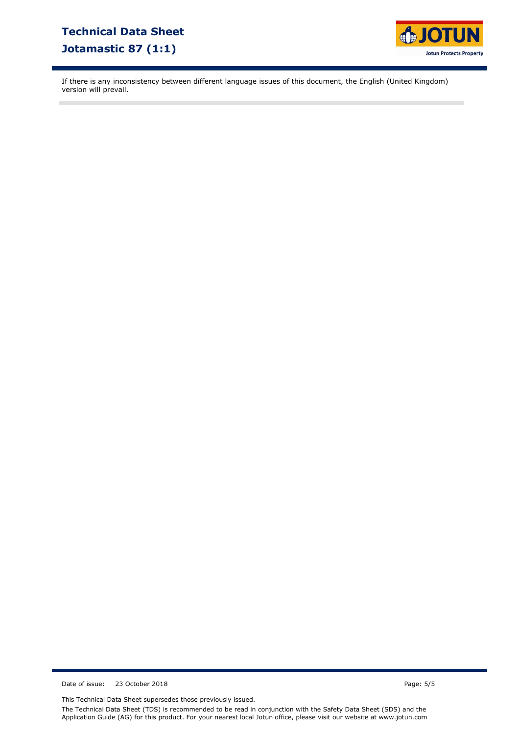If there is any inconsistency between different language issues of this document, the English (United Kingdom) version will prevail.